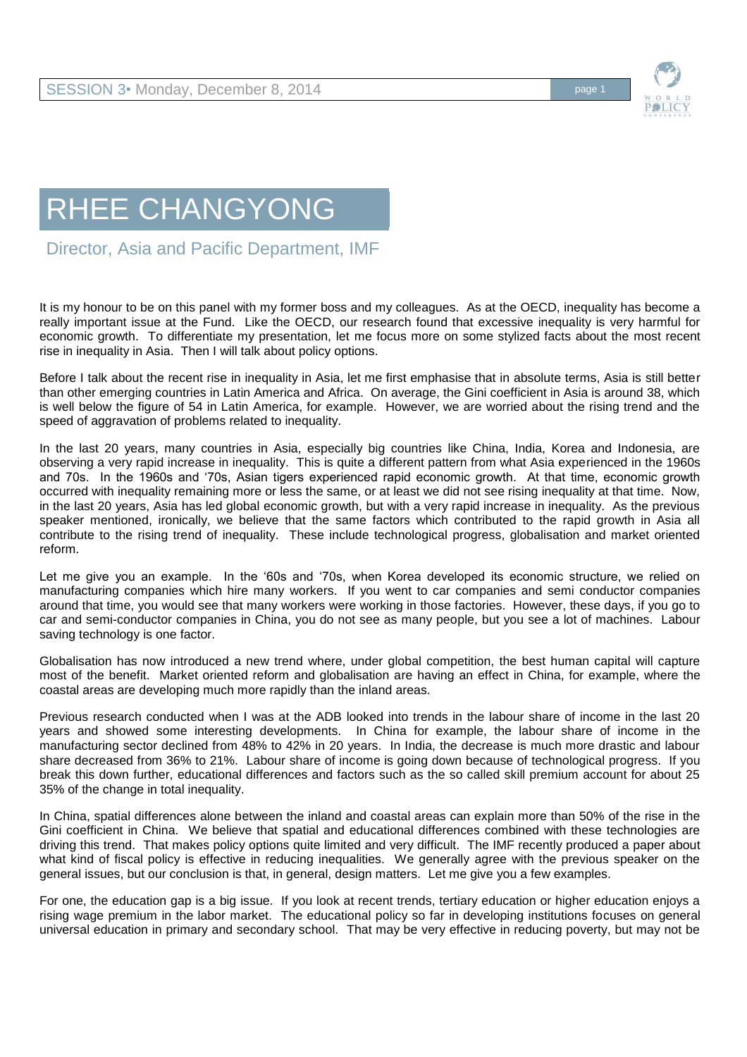# RHEE CHANGYONG

Director, Asia and Pacific Department, IMF

It is my honour to be on this panel with my former boss and my colleagues. As at the OECD, inequality has become a really important issue at the Fund. Like the OECD, our research found that excessive inequality is very harmful for economic growth. To differentiate my presentation, let me focus more on some stylized facts about the most recent rise in inequality in Asia. Then I will talk about policy options.

Before I talk about the recent rise in inequality in Asia, let me first emphasise that in absolute terms, Asia is still better than other emerging countries in Latin America and Africa. On average, the Gini coefficient in Asia is around 38, which is well below the figure of 54 in Latin America, for example. However, we are worried about the rising trend and the speed of aggravation of problems related to inequality.

In the last 20 years, many countries in Asia, especially big countries like China, India, Korea and Indonesia, are observing a very rapid increase in inequality. This is quite a different pattern from what Asia experienced in the 1960s and 70s. In the 1960s and '70s, Asian tigers experienced rapid economic growth. At that time, economic growth occurred with inequality remaining more or less the same, or at least we did not see rising inequality at that time. Now, in the last 20 years, Asia has led global economic growth, but with a very rapid increase in inequality. As the previous speaker mentioned, ironically, we believe that the same factors which contributed to the rapid growth in Asia all contribute to the rising trend of inequality. These include technological progress, globalisation and market oriented reform.

Let me give you an example. In the '60s and '70s, when Korea developed its economic structure, we relied on manufacturing companies which hire many workers. If you went to car companies and semi conductor companies around that time, you would see that many workers were working in those factories. However, these days, if you go to car and semi-conductor companies in China, you do not see as many people, but you see a lot of machines. Labour saving technology is one factor.

Globalisation has now introduced a new trend where, under global competition, the best human capital will capture most of the benefit. Market oriented reform and globalisation are having an effect in China, for example, where the coastal areas are developing much more rapidly than the inland areas.

Previous research conducted when I was at the ADB looked into trends in the labour share of income in the last 20 years and showed some interesting developments. In China for example, the labour share of income in the manufacturing sector declined from 48% to 42% in 20 years. In India, the decrease is much more drastic and labour share decreased from 36% to 21%. Labour share of income is going down because of technological progress. If you break this down further, educational differences and factors such as the so called skill premium account for about 25 35% of the change in total inequality.

In China, spatial differences alone between the inland and coastal areas can explain more than 50% of the rise in the Gini coefficient in China. We believe that spatial and educational differences combined with these technologies are driving this trend. That makes policy options quite limited and very difficult. The IMF recently produced a paper about what kind of fiscal policy is effective in reducing inequalities. We generally agree with the previous speaker on the general issues, but our conclusion is that, in general, design matters. Let me give you a few examples.

For one, the education gap is a big issue. If you look at recent trends, tertiary education or higher education enjoys a rising wage premium in the labor market. The educational policy so far in developing institutions focuses on general universal education in primary and secondary school. That may be very effective in reducing poverty, but may not be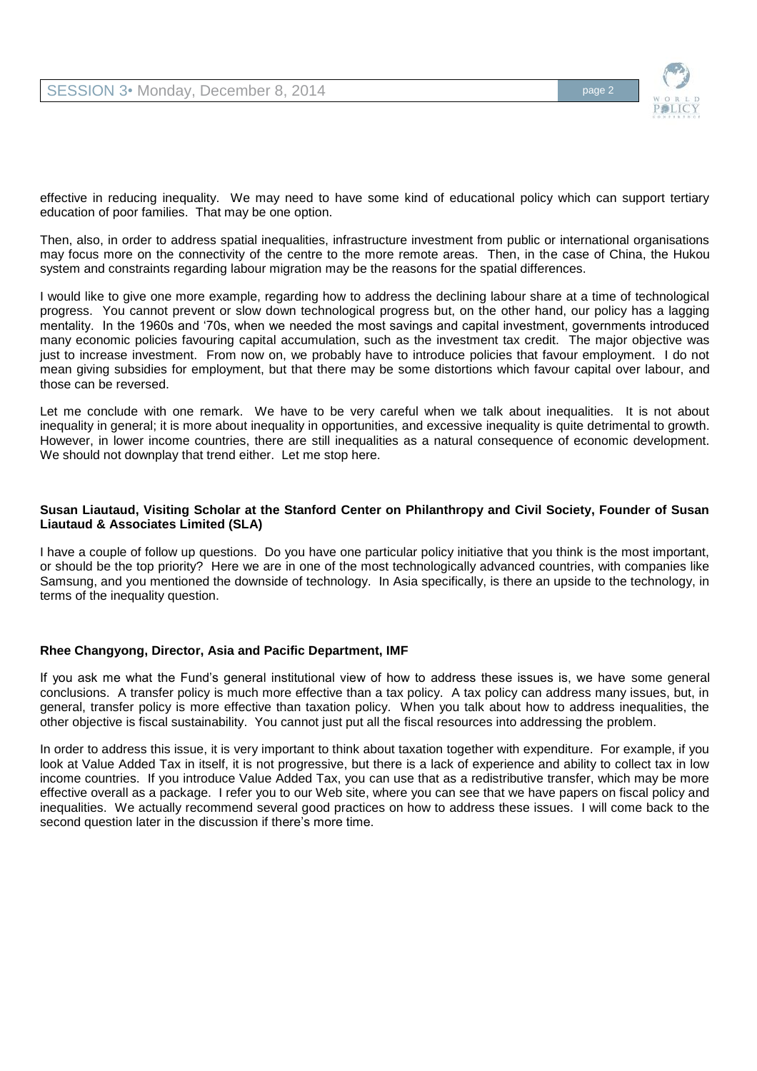effective in reducing inequality. We may need to have some kind of educational policy which can support tertiary education of poor families. That may be one option.

Then, also, in order to address spatial inequalities, infrastructure investment from public or international organisations may focus more on the connectivity of the centre to the more remote areas. Then, in the case of China, the Hukou system and constraints regarding labour migration may be the reasons for the spatial differences.

I would like to give one more example, regarding how to address the declining labour share at a time of technological progress. You cannot prevent or slow down technological progress but, on the other hand, our policy has a lagging mentality. In the 1960s and '70s, when we needed the most savings and capital investment, governments introduced many economic policies favouring capital accumulation, such as the investment tax credit. The major objective was just to increase investment. From now on, we probably have to introduce policies that favour employment. I do not mean giving subsidies for employment, but that there may be some distortions which favour capital over labour, and those can be reversed.

Let me conclude with one remark. We have to be very careful when we talk about inequalities. It is not about inequality in general; it is more about inequality in opportunities, and excessive inequality is quite detrimental to growth. However, in lower income countries, there are still inequalities as a natural consequence of economic development. We should not downplay that trend either. Let me stop here.

**Susan Liautaud, Visiting Scholar at the Stanford Center on Philanthropy and Civil Society, Founder of Susan Liautaud & Associates Limited (SLA)**

I have a couple of follow up questions. Do you have one particular policy initiative that you think is the most important, or should be the top priority? Here we are in one of the most technologically advanced countries, with companies like Samsung, and you mentioned the downside of technology. In Asia specifically, is there an upside to the technology, in terms of the inequality question.

**Rhee Changyong, Director, Asia and Pacific Department, IMF**

If you ask me what the Fund's general institutional view of how to address these issues is, we have some general conclusions. A transfer policy is much more effective than a tax policy. A tax policy can address many issues, but, in general, transfer policy is more effective than taxation policy. When you talk about how to address inequalities, the other objective is fiscal sustainability. You cannot just put all the fiscal resources into addressing the problem.

In order to address this issue, it is very important to think about taxation together with expenditure. For example, if you look at Value Added Tax in itself, it is not progressive, but there is a lack of experience and ability to collect tax in low income countries. If you introduce Value Added Tax, you can use that as a redistributive transfer, which may be more effective overall as a package. I refer you to our Web site, where you can see that we have papers on fiscal policy and inequalities. We actually recommend several good practices on how to address these issues. I will come back to the second question later in the discussion if there's more time.